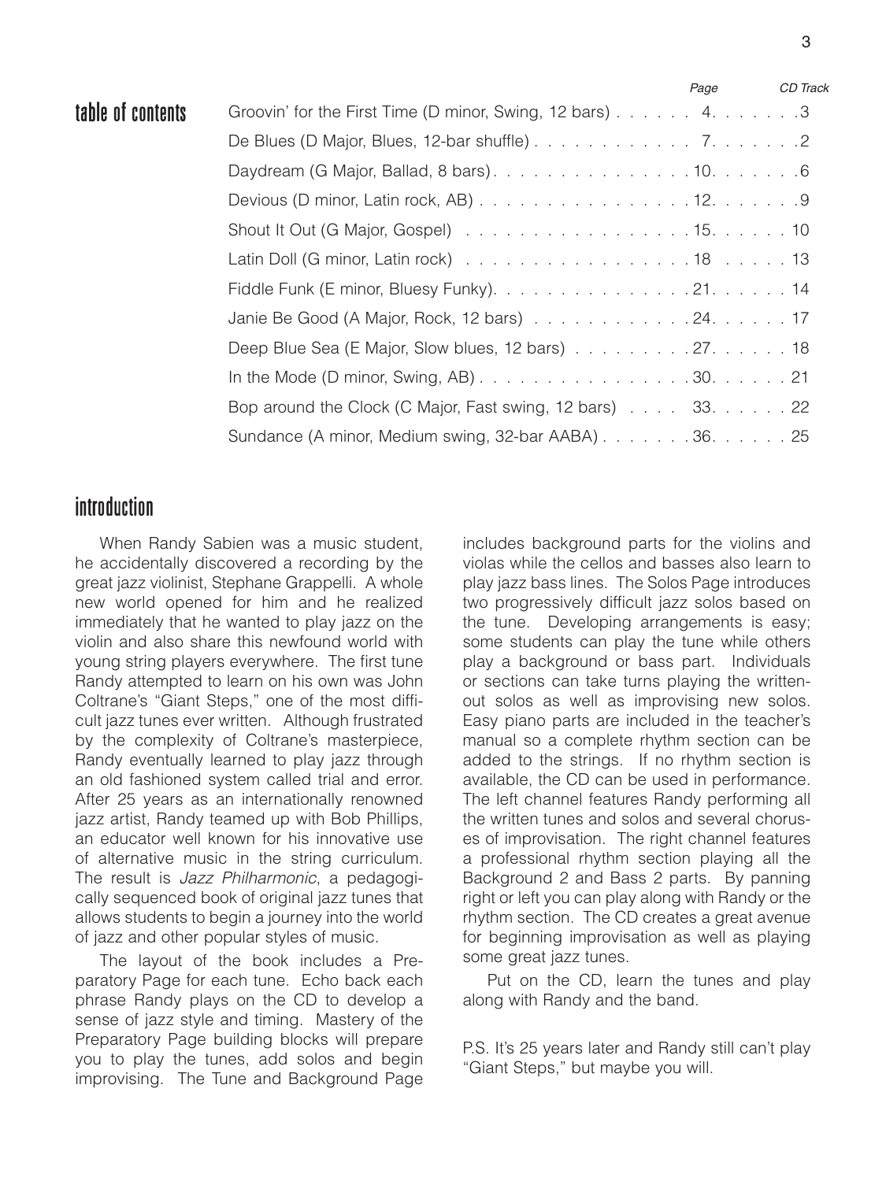## table of contents

| | Page | CD Track |
|---|---|---|
| Groovin' for the First Time (D minor, Swing, 12 bars) | 4 | 3 |
| De Blues (D Major, Blues, 12-bar shuffle) | 7 | 2 |
| Daydream (G Major, Ballad, 8 bars) | 10 | 6 |
| Devious (D minor, Latin rock, AB) | 12 | 9 |
| Shout It Out (G Major, Gospel) | 15 | 10 |
| Latin Doll (G minor, Latin rock) | 18 | 13 |
| Fiddle Funk (E minor, Bluesy Funky) | 21 | 14 |
| Janie Be Good (A Major, Rock, 12 bars) | 24 | 17 |
| Deep Blue Sea (E Major, Slow blues, 12 bars) | 27 | 18 |
| In the Mode (D minor, Swing, AB) | 30 | 21 |
| Bop around the Clock (C Major, Fast swing, 12 bars) | 33 | 22 |
| Sundance (A minor, Medium swing, 32-bar AABA) | 36 | 25 |

## introduction

When Randy Sabien was a music student, he accidentally discovered a recording by the great jazz violinist, Stephane Grappelli. A whole new world opened for him and he realized immediately that he wanted to play jazz on the violin and also share this newfound world with young string players everywhere. The first tune Randy attempted to learn on his own was John Coltrane's "Giant Steps," one of the most difficult jazz tunes ever written. Although frustrated by the complexity of Coltrane's masterpiece, Randy eventually learned to play jazz through an old fashioned system called trial and error. After 25 years as an internationally renowned jazz artist, Randy teamed up with Bob Phillips, an educator well known for his innovative use of alternative music in the string curriculum. The result is *Jazz Philharmonic*, a pedagogically sequenced book of original jazz tunes that allows students to begin a journey into the world of jazz and other popular styles of music.

The layout of the book includes a Preparatory Page for each tune. Echo back each phrase Randy plays on the CD to develop a sense of jazz style and timing. Mastery of the Preparatory Page building blocks will prepare you to play the tunes, add solos and begin improvising. The Tune and Background Page includes background parts for the violins and violas while the cellos and basses also learn to play jazz bass lines. The Solos Page introduces two progressively difficult jazz solos based on the tune. Developing arrangements is easy; some students can play the tune while others play a background or bass part. Individuals or sections can take turns playing the written-out solos as well as improvising new solos. Easy piano parts are included in the teacher's manual so a complete rhythm section can be added to the strings. If no rhythm section is available, the CD can be used in performance. The left channel features Randy performing all the written tunes and solos and several choruses of improvisation. The right channel features a professional rhythm section playing all the Background 2 and Bass 2 parts. By panning right or left you can play along with Randy or the rhythm section. The CD creates a great avenue for beginning improvisation as well as playing some great jazz tunes.

Put on the CD, learn the tunes and play along with Randy and the band.

P.S. It's 25 years later and Randy still can't play "Giant Steps," but maybe you will.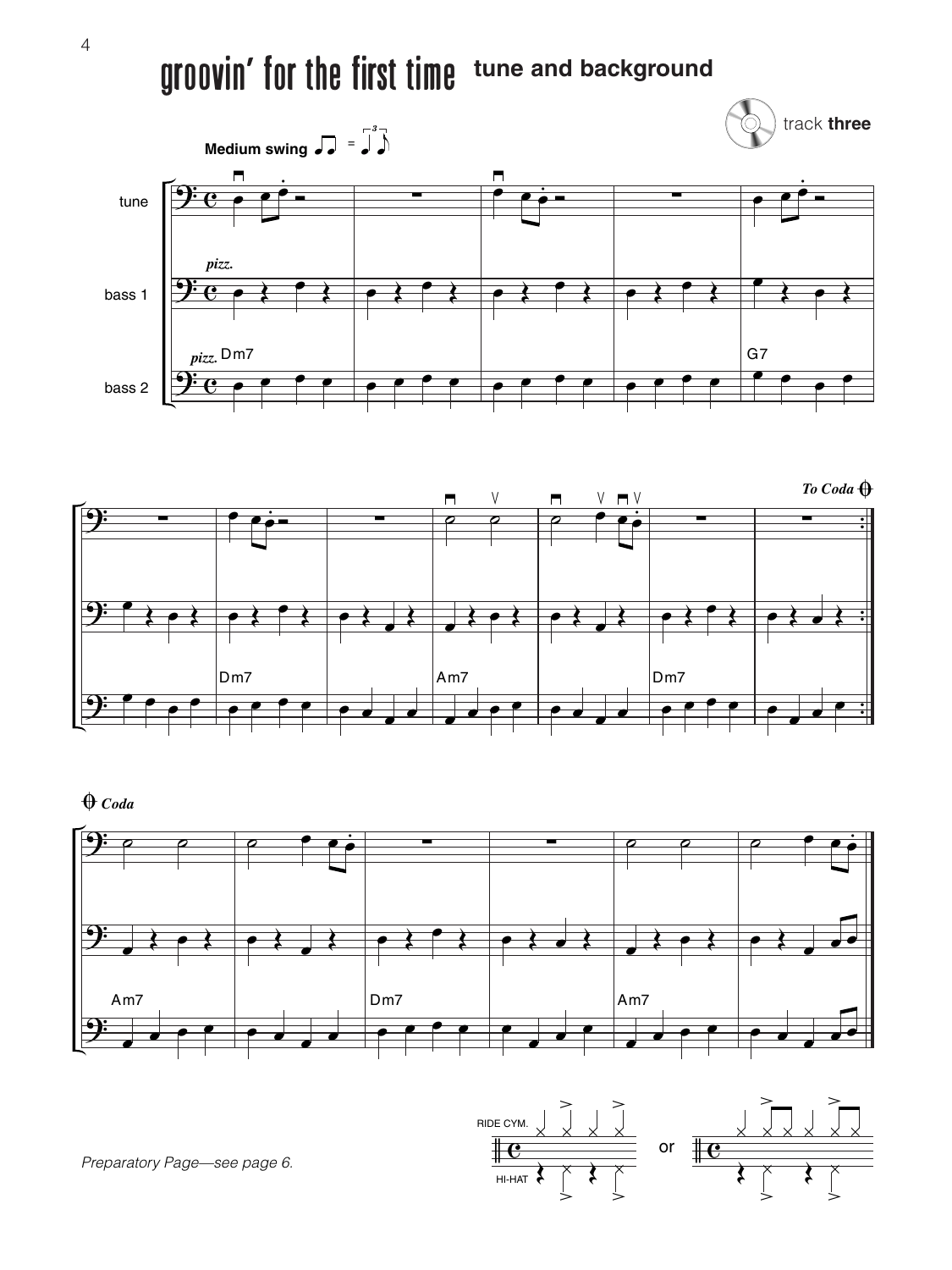# groovin' for the first time **tune and background**

track **three**

**Medium swing**

Preparatory Page—see page 6.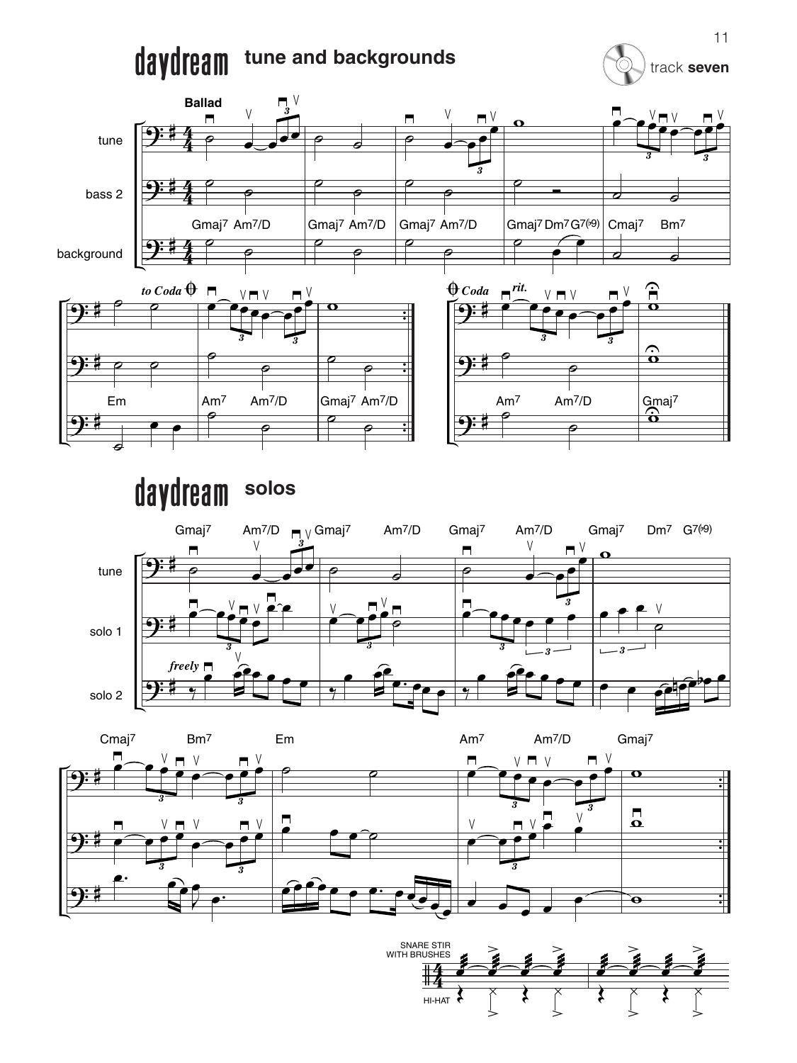# daydream tune and backgrounds

track seven

Ballad

tune

bass 2

background

Gmaj7 Am7/D | Gmaj7 Am7/D | Gmaj7 Am7/D | Gmaj7 Dm7 G7(♭9) | Cmaj7 Bm7

*to Coda*

Em | Am7 Am7/D | Gmaj7 Am7/D

*Coda* *rit.*

Am7 Am7/D | Gmaj7

# daydream solos

tune

solo 1

solo 2

*freely*

Gmaj7 Am7/D | Gmaj7 Am7/D | Gmaj7 Am7/D | Gmaj7 Dm7 G7(♭9)

Cmaj7 Bm7 | Em | Am7 Am7/D | Gmaj7

SNARE STIR WITH BRUSHES

HI-HAT